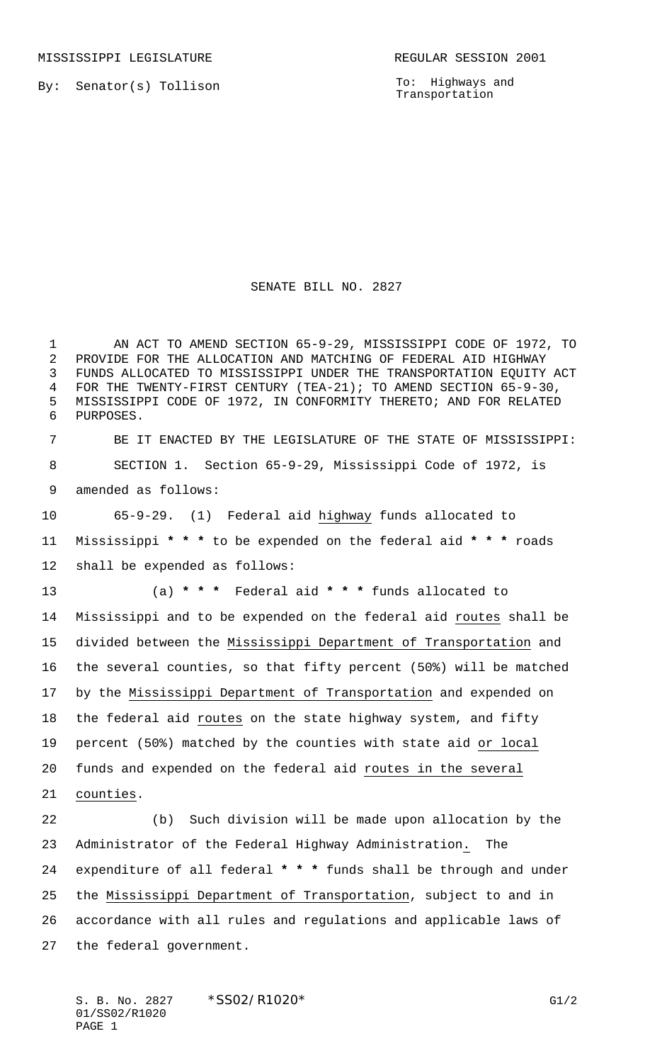MISSISSIPPI LEGISLATURE REGULAR SESSION 2001

By: Senator(s) Tollison

To: Highways and Transportation

# SENATE BILL NO. 2827

AN ACT TO AMEND SECTION 65-9-29, MISSISSIPPI CODE OF 1972, TO PROVIDE FOR THE ALLOCATION AND MATCHING OF FEDERAL AID HIGHWAY FUNDS ALLOCATED TO MISSISSIPPI UNDER THE TRANSPORTATION EQUITY ACT FOR THE TWENTY-FIRST CENTURY (TEA-21); TO AMEND SECTION 65-9-30, MISSISSIPPI CODE OF 1972, IN CONFORMITY THERETO; AND FOR RELATED PURPOSES.

BE IT ENACTED BY THE LEGISLATURE OF THE STATE OF MISSISSIPPI:

SECTION 1. Section 65-9-29, Mississippi Code of 1972, is amended as follows:

65-9-29. (1) Federal aid highway funds allocated to Mississippi *** to be expended on the federal aid *** roads shall be expended as follows:

(a) *** Federal aid *** funds allocated to Mississippi and to be expended on the federal aid routes shall be divided between the Mississippi Department of Transportation and the several counties, so that fifty percent (50%) will be matched by the Mississippi Department of Transportation and expended on the federal aid routes on the state highway system, and fifty percent (50%) matched by the counties with state aid or local funds and expended on the federal aid routes in the several counties.

(b) Such division will be made upon allocation by the Administrator of the Federal Highway Administration. The expenditure of all federal *** funds shall be through and under the Mississippi Department of Transportation, subject to and in accordance with all rules and regulations and applicable laws of the federal government.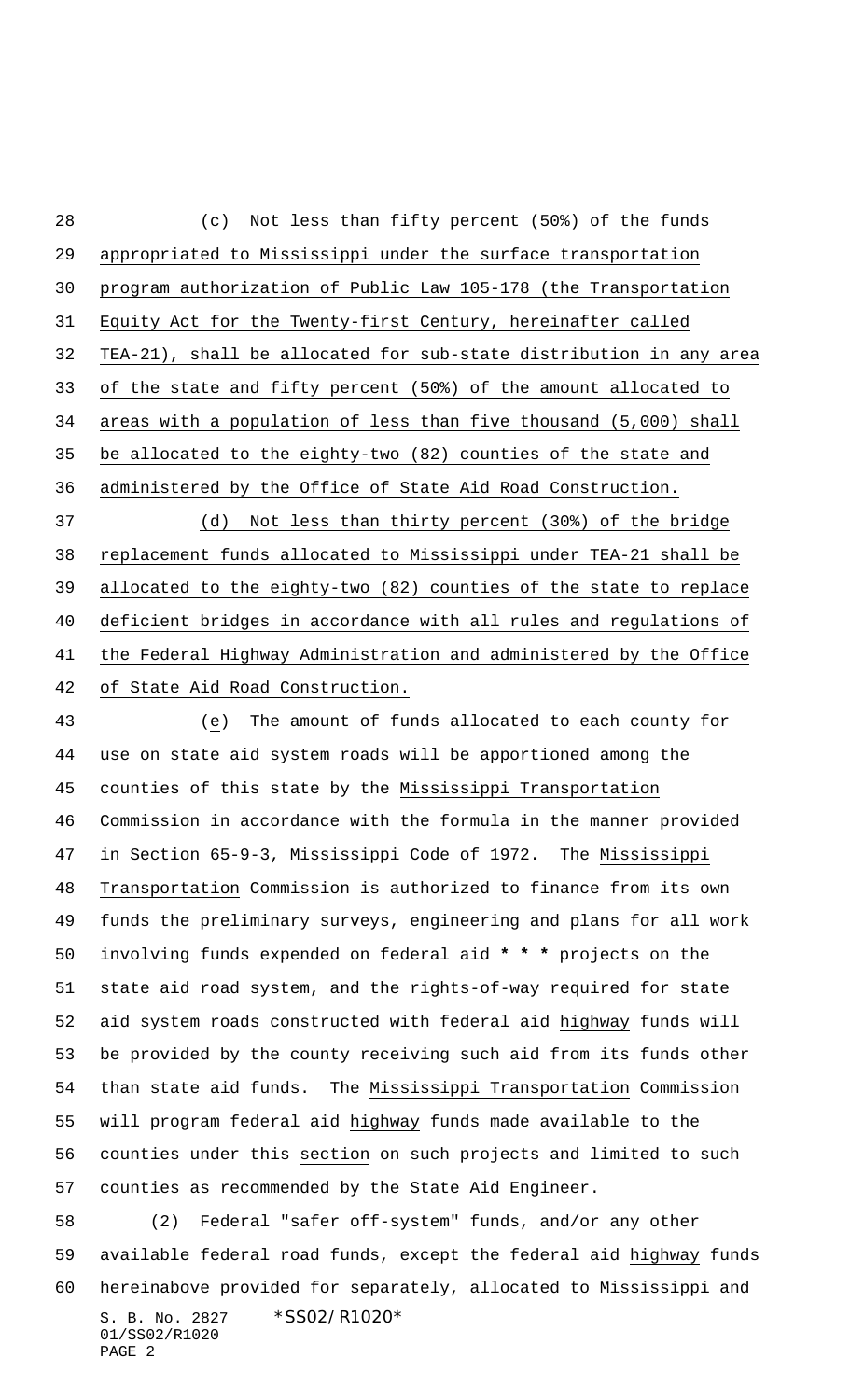(c) Not less than fifty percent (50%) of the funds appropriated to Mississippi under the surface transportation program authorization of Public Law 105-178 (the Transportation Equity Act for the Twenty-first Century, hereinafter called TEA-21), shall be allocated for sub-state distribution in any area of the state and fifty percent (50%) of the amount allocated to areas with a population of less than five thousand (5,000) shall be allocated to the eighty-two (82) counties of the state and administered by the Office of State Aid Road Construction.

(d) Not less than thirty percent (30%) of the bridge replacement funds allocated to Mississippi under TEA-21 shall be allocated to the eighty-two (82) counties of the state to replace deficient bridges in accordance with all rules and regulations of the Federal Highway Administration and administered by the Office of State Aid Road Construction.

(e) The amount of funds allocated to each county for use on state aid system roads will be apportioned among the counties of this state by the Mississippi Transportation Commission in accordance with the formula in the manner provided in Section 65-9-3, Mississippi Code of 1972. The Mississippi Transportation Commission is authorized to finance from its own funds the preliminary surveys, engineering and plans for all work involving funds expended on federal aid * * * projects on the state aid road system, and the rights-of-way required for state aid system roads constructed with federal aid highway funds will be provided by the county receiving such aid from its funds other than state aid funds. The Mississippi Transportation Commission will program federal aid highway funds made available to the counties under this section on such projects and limited to such counties as recommended by the State Aid Engineer.

(2) Federal "safer off-system" funds, and/or any other available federal road funds, except the federal aid highway funds hereinabove provided for separately, allocated to Mississippi and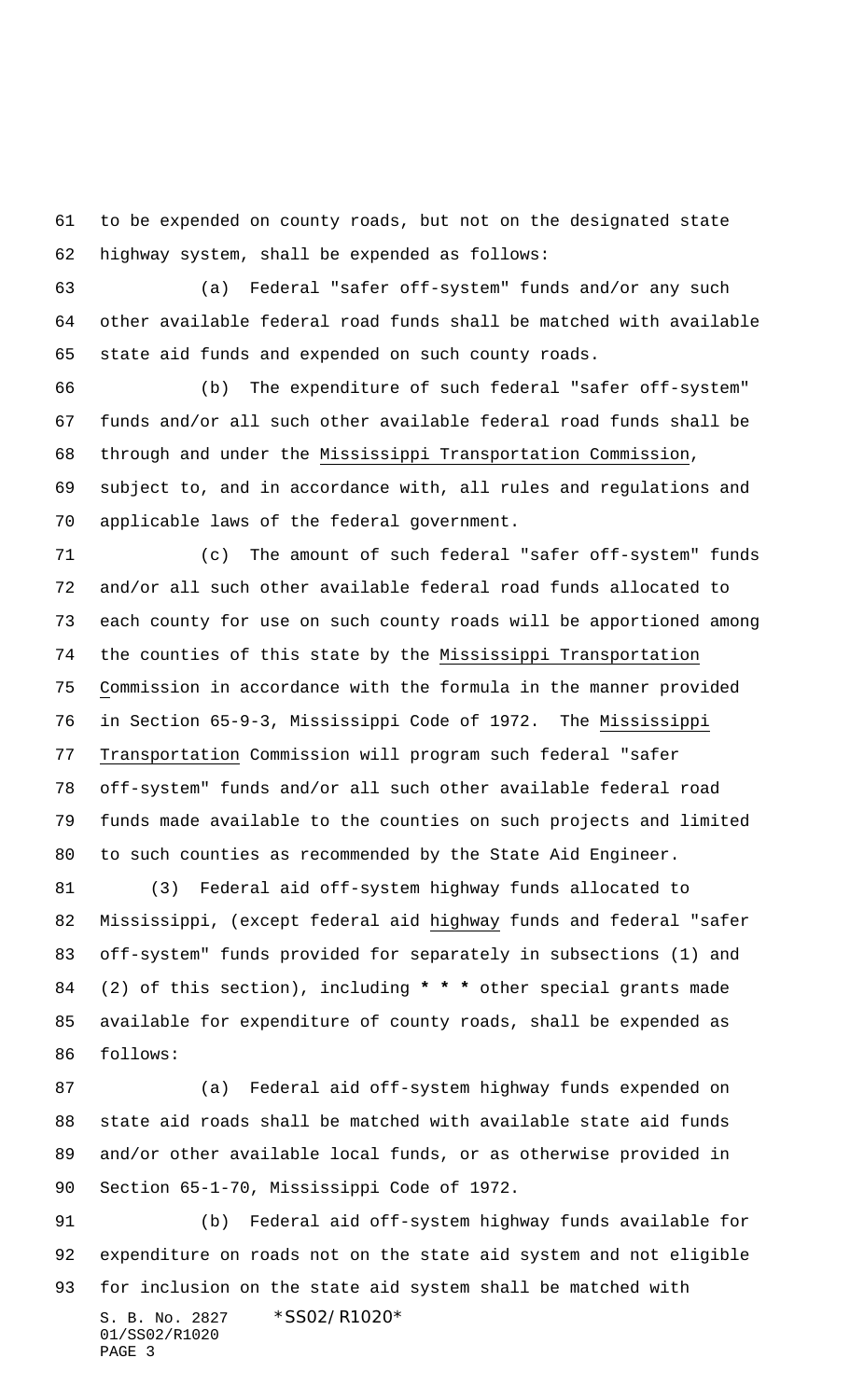to be expended on county roads, but not on the designated state highway system, shall be expended as follows:

(a) Federal "safer off-system" funds and/or any such other available federal road funds shall be matched with available state aid funds and expended on such county roads.

(b) The expenditure of such federal "safer off-system" funds and/or all such other available federal road funds shall be through and under the Mississippi Transportation Commission, subject to, and in accordance with, all rules and regulations and applicable laws of the federal government.

(c) The amount of such federal "safer off-system" funds and/or all such other available federal road funds allocated to each county for use on such county roads will be apportioned among the counties of this state by the Mississippi Transportation Commission in accordance with the formula in the manner provided in Section 65-9-3, Mississippi Code of 1972. The Mississippi Transportation Commission will program such federal "safer off-system" funds and/or all such other available federal road funds made available to the counties on such projects and limited to such counties as recommended by the State Aid Engineer.

(3) Federal aid off-system highway funds allocated to Mississippi, (except federal aid highway funds and federal "safer off-system" funds provided for separately in subsections (1) and (2) of this section), including **\* \* \*** other special grants made available for expenditure of county roads, shall be expended as follows:

(a) Federal aid off-system highway funds expended on state aid roads shall be matched with available state aid funds and/or other available local funds, or as otherwise provided in Section 65-1-70, Mississippi Code of 1972.

(b) Federal aid off-system highway funds available for expenditure on roads not on the state aid system and not eligible for inclusion on the state aid system shall be matched with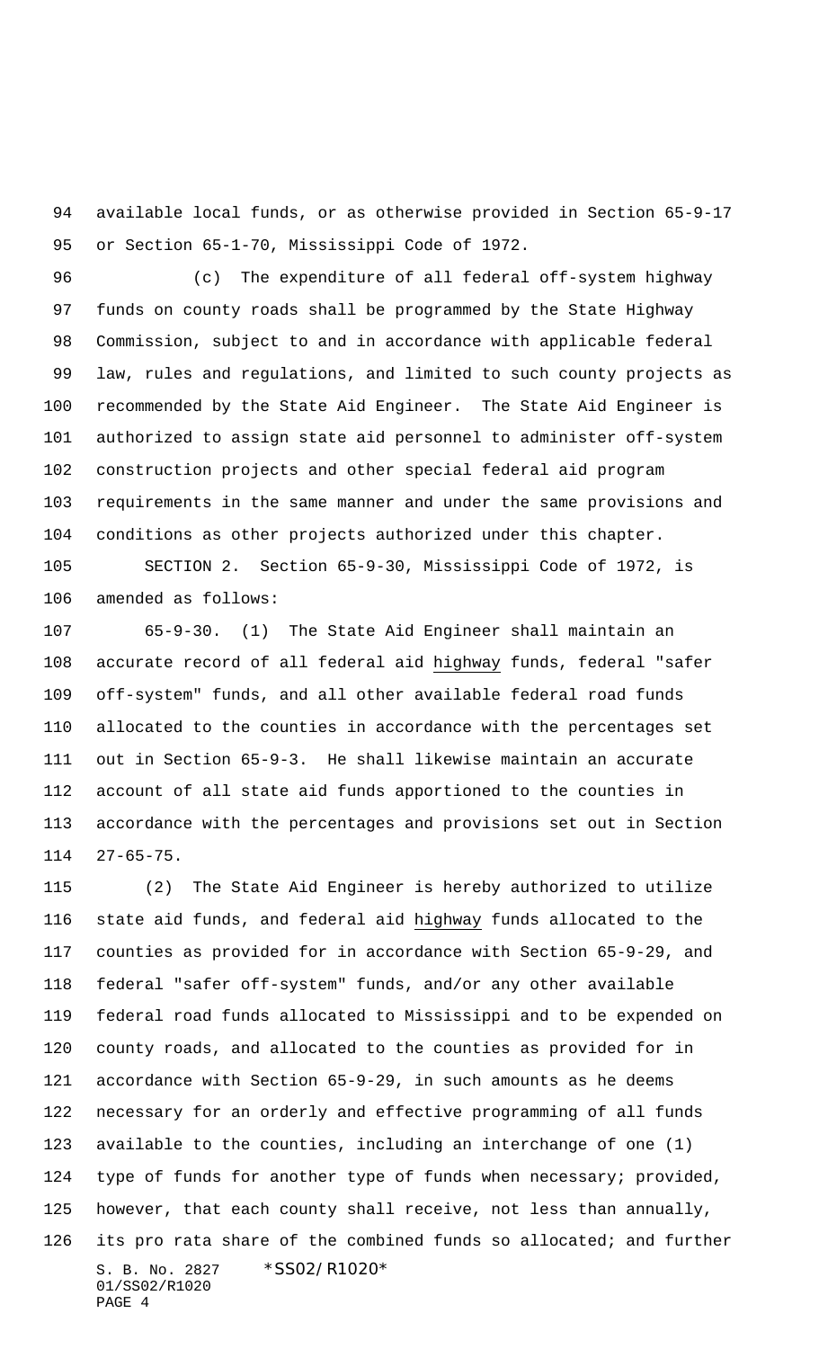available local funds, or as otherwise provided in Section 65-9-17 or Section 65-1-70, Mississippi Code of 1972.

(c) The expenditure of all federal off-system highway funds on county roads shall be programmed by the State Highway Commission, subject to and in accordance with applicable federal law, rules and regulations, and limited to such county projects as recommended by the State Aid Engineer. The State Aid Engineer is authorized to assign state aid personnel to administer off-system construction projects and other special federal aid program requirements in the same manner and under the same provisions and conditions as other projects authorized under this chapter.

SECTION 2. Section 65-9-30, Mississippi Code of 1972, is amended as follows:

65-9-30. (1) The State Aid Engineer shall maintain an accurate record of all federal aid highway funds, federal "safer off-system" funds, and all other available federal road funds allocated to the counties in accordance with the percentages set out in Section 65-9-3. He shall likewise maintain an accurate account of all state aid funds apportioned to the counties in accordance with the percentages and provisions set out in Section 27-65-75.

(2) The State Aid Engineer is hereby authorized to utilize state aid funds, and federal aid highway funds allocated to the counties as provided for in accordance with Section 65-9-29, and federal "safer off-system" funds, and/or any other available federal road funds allocated to Mississippi and to be expended on county roads, and allocated to the counties as provided for in accordance with Section 65-9-29, in such amounts as he deems necessary for an orderly and effective programming of all funds available to the counties, including an interchange of one (1) type of funds for another type of funds when necessary; provided, however, that each county shall receive, not less than annually, its pro rata share of the combined funds so allocated; and further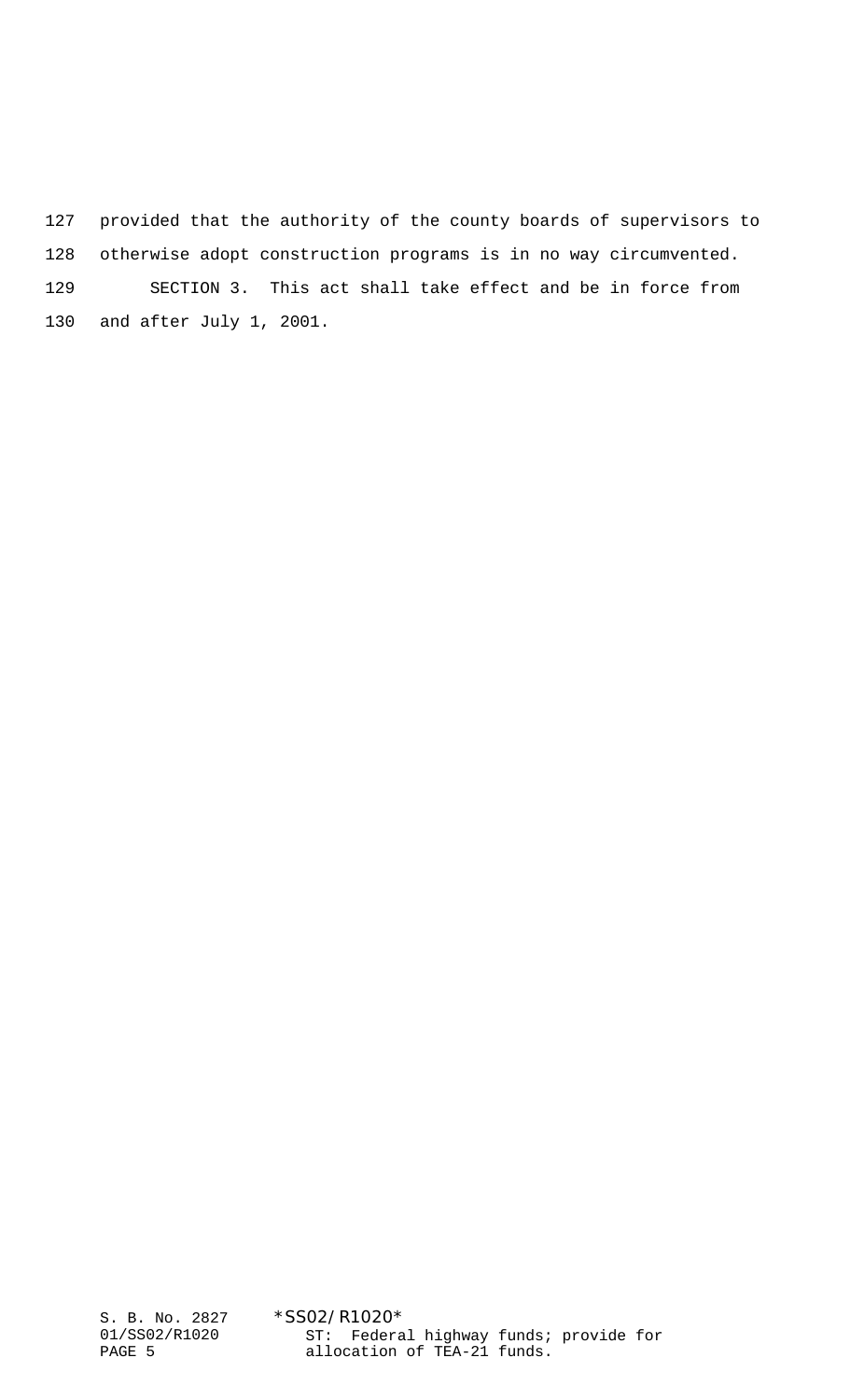provided that the authority of the county boards of supervisors to otherwise adopt construction programs is in no way circumvented.

SECTION 3. This act shall take effect and be in force from and after July 1, 2001.